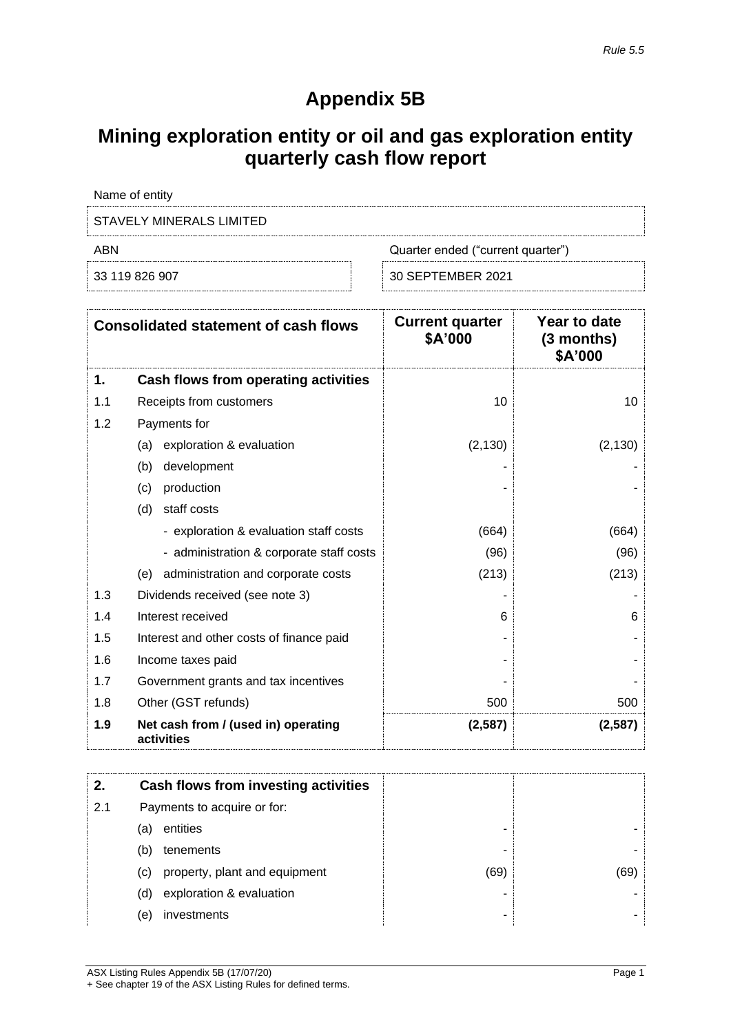*Rule 5.5*

# Appendix 5B

# Mining exploration entity or oil and gas exploration entity quarterly cash flow report

Name of entity

STAVELY MINERALS LIMITED

| ABN | Quarter ended ("current quarter") |
|---|---|
| 33 119 826 907 | 30 SEPTEMBER 2021 |

| | Consolidated statement of cash flows | Current quarter $A'000 | Year to date (3 months) $A'000 |
|---|---|---|---|
| **1.** | **Cash flows from operating activities** | | |
| 1.1 | Receipts from customers | 10 | 10 |
| 1.2 | Payments for | | |
| | (a) exploration & evaluation | (2,130) | (2,130) |
| | (b) development | - | - |
| | (c) production | - | - |
| | (d) staff costs | | |
| | - exploration & evaluation staff costs | (664) | (664) |
| | - administration & corporate staff costs | (96) | (96) |
| | (e) administration and corporate costs | (213) | (213) |
| 1.3 | Dividends received (see note 3) | - | - |
| 1.4 | Interest received | 6 | 6 |
| 1.5 | Interest and other costs of finance paid | - | - |
| 1.6 | Income taxes paid | - | - |
| 1.7 | Government grants and tax incentives | - | - |
| 1.8 | Other (GST refunds) | 500 | 500 |
| **1.9** | **Net cash from / (used in) operating activities** | **(2,587)** | **(2,587)** |

| | | | |
|---|---|---|---|
| **2.** | **Cash flows from investing activities** | | |
| 2.1 | Payments to acquire or for: | | |
| | (a) entities | - | - |
| | (b) tenements | - | - |
| | (c) property, plant and equipment | (69) | (69) |
| | (d) exploration & evaluation | - | - |
| | (e) investments | - | - |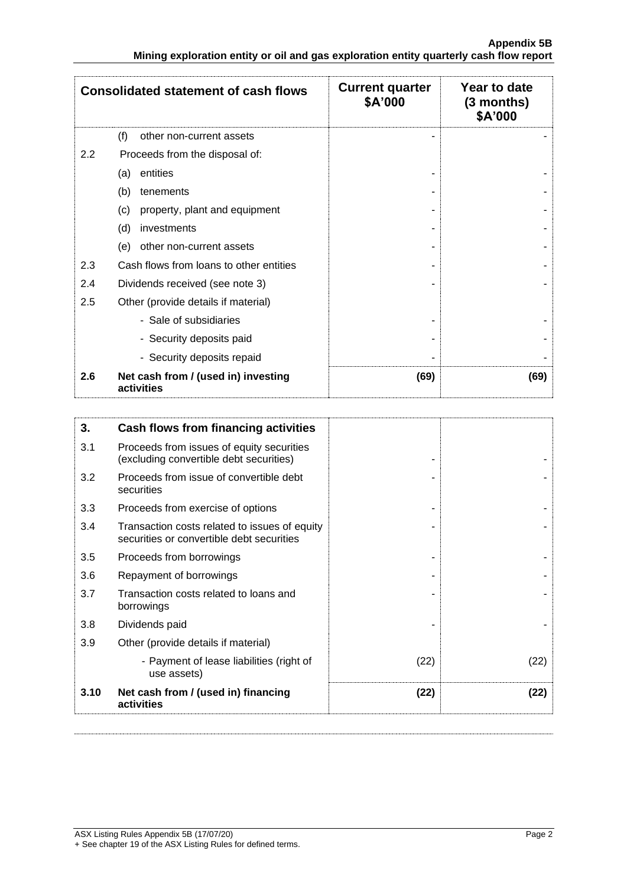| Consolidated statement of cash flows | | Current quarter $A'000 | Year to date (3 months) $A'000 |
|---|---|---|---|
| | (f) other non-current assets | - | - |
| 2.2 | Proceeds from the disposal of: | | |
| | (a) entities | - | - |
| | (b) tenements | - | - |
| | (c) property, plant and equipment | - | - |
| | (d) investments | - | - |
| | (e) other non-current assets | - | - |
| 2.3 | Cash flows from loans to other entities | - | - |
| 2.4 | Dividends received (see note 3) | - | - |
| 2.5 | Other (provide details if material) | | |
| | - Sale of subsidiaries | - | - |
| | - Security deposits paid | - | - |
| | - Security deposits repaid | - | - |
| **2.6** | **Net cash from / (used in) investing activities** | **(69)** | **(69)** |

| 3. | Cash flows from financing activities | | |
|---|---|---|---|
| 3.1 | Proceeds from issues of equity securities (excluding convertible debt securities) | - | - |
| 3.2 | Proceeds from issue of convertible debt securities | - | - |
| 3.3 | Proceeds from exercise of options | - | - |
| 3.4 | Transaction costs related to issues of equity securities or convertible debt securities | - | - |
| 3.5 | Proceeds from borrowings | - | - |
| 3.6 | Repayment of borrowings | - | - |
| 3.7 | Transaction costs related to loans and borrowings | - | - |
| 3.8 | Dividends paid | - | - |
| 3.9 | Other (provide details if material) | | |
| | - Payment of lease liabilities (right of use assets) | (22) | (22) |
| **3.10** | **Net cash from / (used in) financing activities** | **(22)** | **(22)** |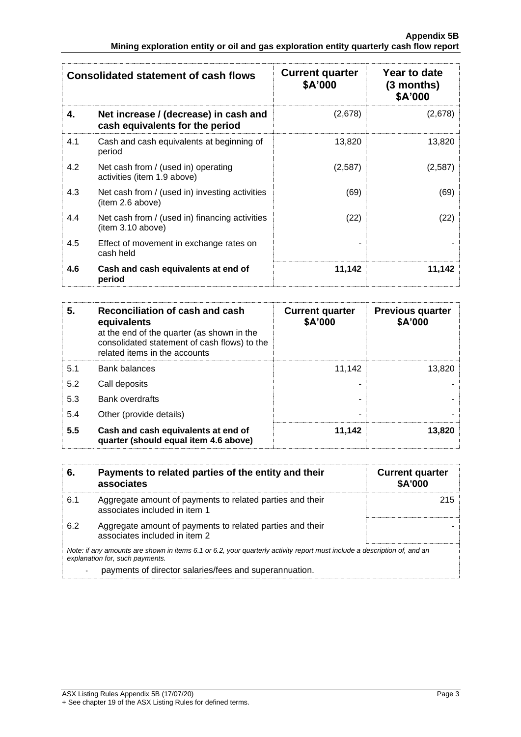| Consolidated statement of cash flows | | Current quarter $A'000 | Year to date (3 months) $A'000 |
|---|---|---|---|
| **4.** | **Net increase / (decrease) in cash and cash equivalents for the period** | | |
| 4.1 | Cash and cash equivalents at beginning of period | 13,820 | 13,820 |
| 4.2 | Net cash from / (used in) operating activities (item 1.9 above) | (2,587) | (2,587) |
| 4.3 | Net cash from / (used in) investing activities (item 2.6 above) | (69) | (69) |
| 4.4 | Net cash from / (used in) financing activities (item 3.10 above) | (22) | (22) |
| 4.5 | Effect of movement in exchange rates on cash held | - | - |
| **4.6** | **Cash and cash equivalents at end of period** | **11,142** | **11,142** |

| 5. | **Reconciliation of cash and cash equivalents** at the end of the quarter (as shown in the consolidated statement of cash flows) to the related items in the accounts | Current quarter $A'000 | Previous quarter $A'000 |
|---|---|---|---|
| 5.1 | Bank balances | 11,142 | 13,820 |
| 5.2 | Call deposits | - | - |
| 5.3 | Bank overdrafts | - | - |
| 5.4 | Other (provide details) | - | - |
| **5.5** | **Cash and cash equivalents at end of quarter (should equal item 4.6 above)** | **11,142** | **13,820** |

| 6. | **Payments to related parties of the entity and their associates** | Current quarter $A'000 |
|---|---|---|
| 6.1 | Aggregate amount of payments to related parties and their associates included in item 1 | 215 |
| 6.2 | Aggregate amount of payments to related parties and their associates included in item 2 | - |

*Note: if any amounts are shown in items 6.1 or 6.2, your quarterly activity report must include a description of, and an explanation for, such payments.*

- payments of director salaries/fees and superannuation.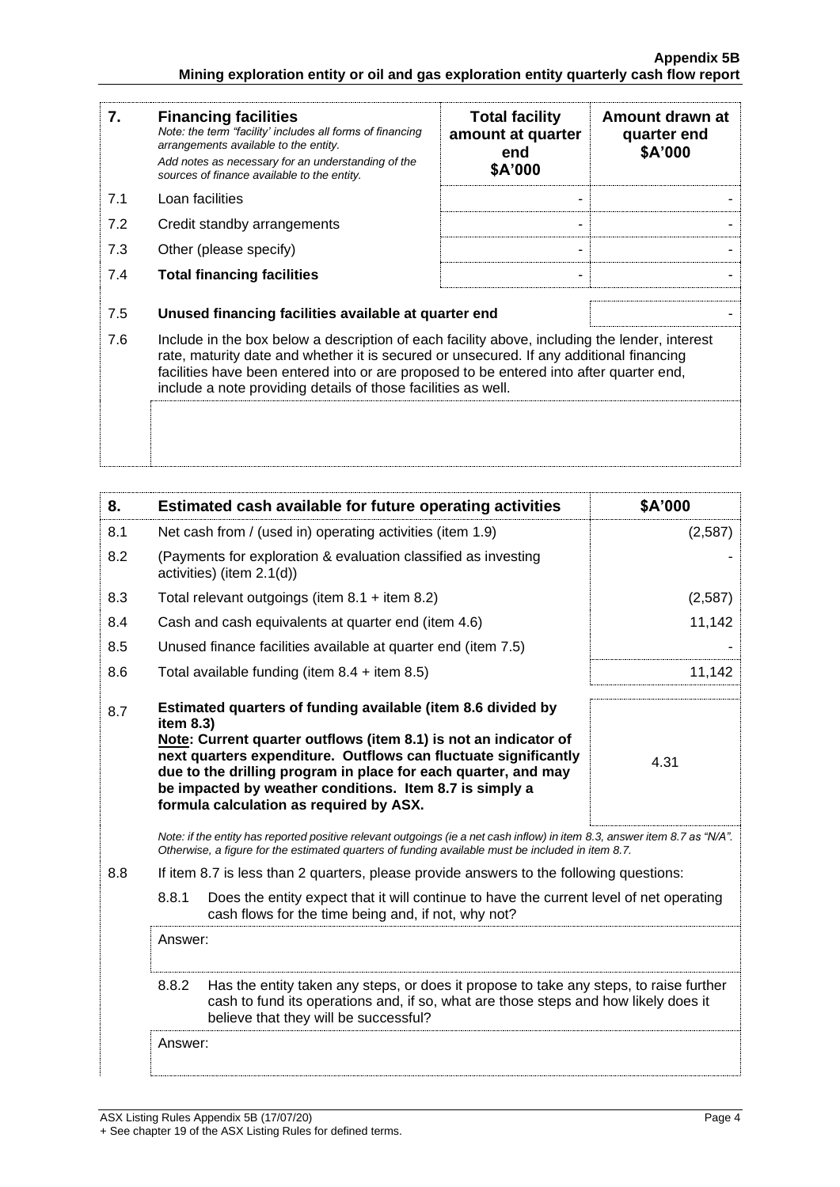| 7. | **Financing facilities** *Note: the term "facility' includes all forms of financing arrangements available to the entity.* *Add notes as necessary for an understanding of the sources of finance available to the entity.* | **Total facility amount at quarter end \$A'000** | **Amount drawn at quarter end \$A'000** |
|---|---|---|---|
| 7.1 | Loan facilities | - | - |
| 7.2 | Credit standby arrangements | - | - |
| 7.3 | Other (please specify) | - | - |
| 7.4 | **Total financing facilities** | - | - |

| | | |
|---|---|---|
| 7.5 | **Unused financing facilities available at quarter end** | - |

7.6 Include in the box below a description of each facility above, including the lender, interest rate, maturity date and whether it is secured or unsecured. If any additional financing facilities have been entered into or are proposed to be entered into after quarter end, include a note providing details of those facilities as well.

| 8. | **Estimated cash available for future operating activities** | **\$A'000** |
|---|---|---|
| 8.1 | Net cash from / (used in) operating activities (item 1.9) | (2,587) |
| 8.2 | (Payments for exploration & evaluation classified as investing activities) (item 2.1(d)) | - |
| 8.3 | Total relevant outgoings (item 8.1 + item 8.2) | (2,587) |
| 8.4 | Cash and cash equivalents at quarter end (item 4.6) | 11,142 |
| 8.5 | Unused finance facilities available at quarter end (item 7.5) | - |
| 8.6 | Total available funding (item 8.4 + item 8.5) | 11,142 |
| 8.7 | **Estimated quarters of funding available (item 8.6 divided by item 8.3)** **Note: Current quarter outflows (item 8.1) is not an indicator of next quarters expenditure. Outflows can fluctuate significantly due to the drilling program in place for each quarter, and may be impacted by weather conditions. Item 8.7 is simply a formula calculation as required by ASX.** | 4.31 |

*Note: if the entity has reported positive relevant outgoings (ie a net cash inflow) in item 8.3, answer item 8.7 as "N/A". Otherwise, a figure for the estimated quarters of funding available must be included in item 8.7.*

8.8 If item 8.7 is less than 2 quarters, please provide answers to the following questions:

8.8.1 Does the entity expect that it will continue to have the current level of net operating cash flows for the time being and, if not, why not?

Answer:

8.8.2 Has the entity taken any steps, or does it propose to take any steps, to raise further cash to fund its operations and, if so, what are those steps and how likely does it believe that they will be successful?

Answer: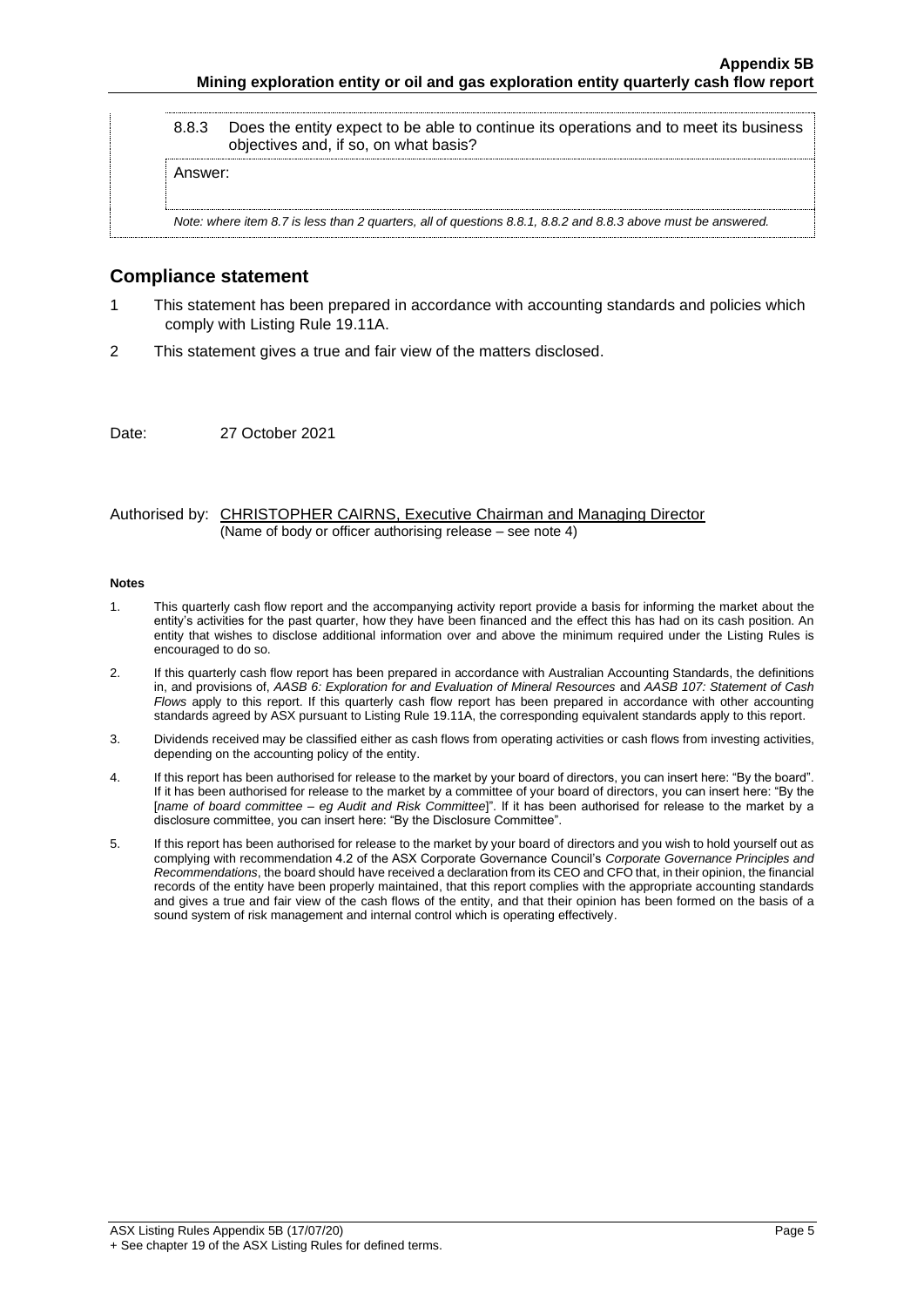| | |
|---|---|
| 8.8.3 | Does the entity expect to be able to continue its operations and to meet its business objectives and, if so, on what basis? |
| Answer: | |
| *Note: where item 8.7 is less than 2 quarters, all of questions 8.8.1, 8.8.2 and 8.8.3 above must be answered.* | |

## Compliance statement

1 This statement has been prepared in accordance with accounting standards and policies which comply with Listing Rule 19.11A.

2 This statement gives a true and fair view of the matters disclosed.

Date: 27 October 2021

Authorised by: CHRISTOPHER CAIRNS, Executive Chairman and Managing Director
(Name of body or officer authorising release – see note 4)

#### Notes

1. This quarterly cash flow report and the accompanying activity report provide a basis for informing the market about the entity's activities for the past quarter, how they have been financed and the effect this has had on its cash position. An entity that wishes to disclose additional information over and above the minimum required under the Listing Rules is encouraged to do so.
2. If this quarterly cash flow report has been prepared in accordance with Australian Accounting Standards, the definitions in, and provisions of, *AASB 6: Exploration for and Evaluation of Mineral Resources* and *AASB 107: Statement of Cash Flows* apply to this report. If this quarterly cash flow report has been prepared in accordance with other accounting standards agreed by ASX pursuant to Listing Rule 19.11A, the corresponding equivalent standards apply to this report.
3. Dividends received may be classified either as cash flows from operating activities or cash flows from investing activities, depending on the accounting policy of the entity.
4. If this report has been authorised for release to the market by your board of directors, you can insert here: "By the board". If it has been authorised for release to the market by a committee of your board of directors, you can insert here: "By the [*name of board committee – eg Audit and Risk Committee*]". If it has been authorised for release to the market by a disclosure committee, you can insert here: "By the Disclosure Committee".
5. If this report has been authorised for release to the market by your board of directors and you wish to hold yourself out as complying with recommendation 4.2 of the ASX Corporate Governance Council's *Corporate Governance Principles and Recommendations*, the board should have received a declaration from its CEO and CFO that, in their opinion, the financial records of the entity have been properly maintained, that this report complies with the appropriate accounting standards and gives a true and fair view of the cash flows of the entity, and that their opinion has been formed on the basis of a sound system of risk management and internal control which is operating effectively.